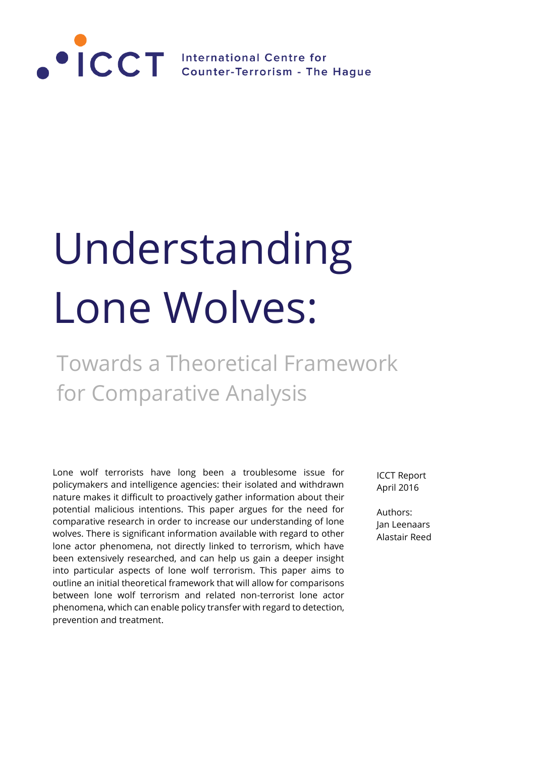ICCT International Centre for Counter-Terrorism - The Hague

# Understanding Lone Wolves:

## Towards a Theoretical Framework for Comparative Analysis

Lone wolf terrorists have long been a troublesome issue for policymakers and intelligence agencies: their isolated and withdrawn nature makes it difficult to proactively gather information about their potential malicious intentions. This paper argues for the need for comparative research in order to increase our understanding of lone wolves. There is significant information available with regard to other lone actor phenomena, not directly linked to terrorism, which have been extensively researched, and can help us gain a deeper insight into particular aspects of lone wolf terrorism. This paper aims to outline an initial theoretical framework that will allow for comparisons between lone wolf terrorism and related non-terrorist lone actor phenomena, which can enable policy transfer with regard to detection, prevention and treatment.

ICCT Report
April 2016

Authors:
Jan Leenaars
Alastair Reed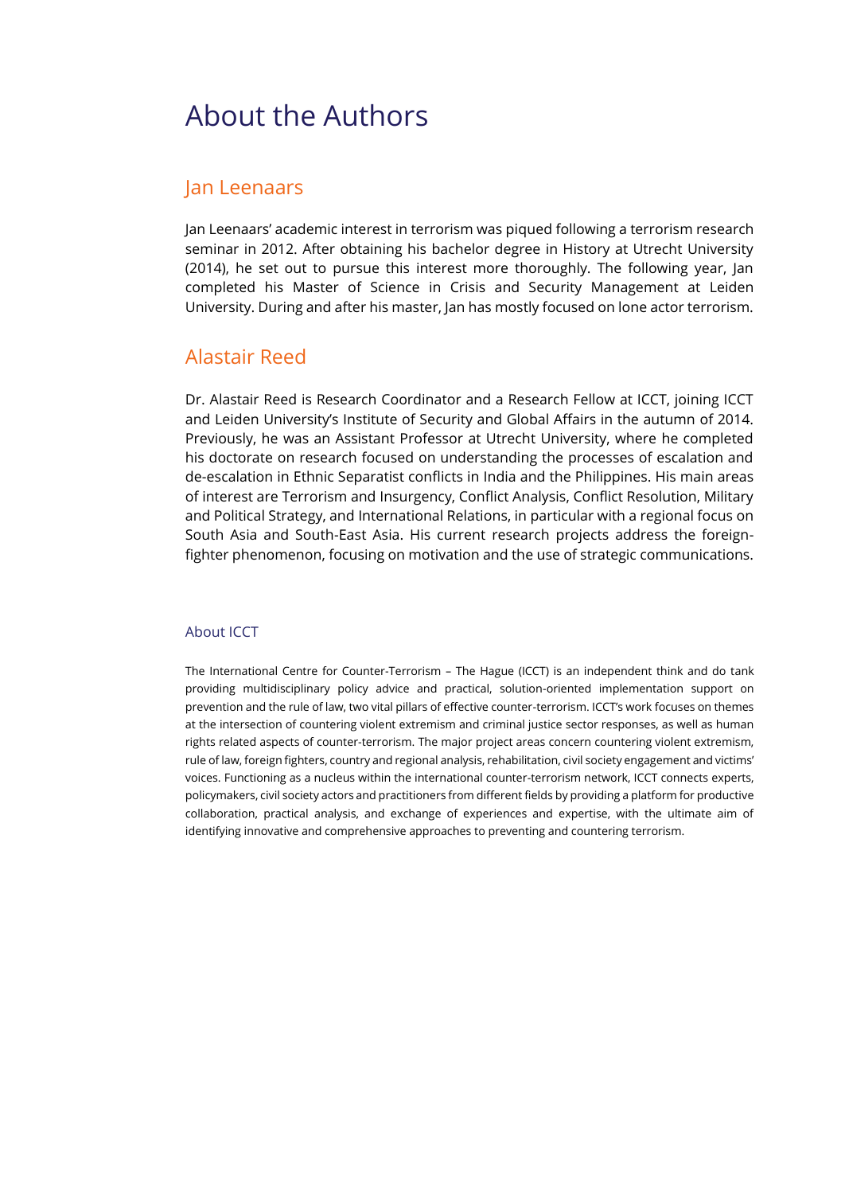# About the Authors

## Jan Leenaars

Jan Leenaars' academic interest in terrorism was piqued following a terrorism research seminar in 2012. After obtaining his bachelor degree in History at Utrecht University (2014), he set out to pursue this interest more thoroughly. The following year, Jan completed his Master of Science in Crisis and Security Management at Leiden University. During and after his master, Jan has mostly focused on lone actor terrorism.

## Alastair Reed

Dr. Alastair Reed is Research Coordinator and a Research Fellow at ICCT, joining ICCT and Leiden University's Institute of Security and Global Affairs in the autumn of 2014. Previously, he was an Assistant Professor at Utrecht University, where he completed his doctorate on research focused on understanding the processes of escalation and de-escalation in Ethnic Separatist conflicts in India and the Philippines. His main areas of interest are Terrorism and Insurgency, Conflict Analysis, Conflict Resolution, Military and Political Strategy, and International Relations, in particular with a regional focus on South Asia and South-East Asia. His current research projects address the foreign-fighter phenomenon, focusing on motivation and the use of strategic communications.

### About ICCT

The International Centre for Counter-Terrorism – The Hague (ICCT) is an independent think and do tank providing multidisciplinary policy advice and practical, solution-oriented implementation support on prevention and the rule of law, two vital pillars of effective counter-terrorism. ICCT's work focuses on themes at the intersection of countering violent extremism and criminal justice sector responses, as well as human rights related aspects of counter-terrorism. The major project areas concern countering violent extremism, rule of law, foreign fighters, country and regional analysis, rehabilitation, civil society engagement and victims' voices. Functioning as a nucleus within the international counter-terrorism network, ICCT connects experts, policymakers, civil society actors and practitioners from different fields by providing a platform for productive collaboration, practical analysis, and exchange of experiences and expertise, with the ultimate aim of identifying innovative and comprehensive approaches to preventing and countering terrorism.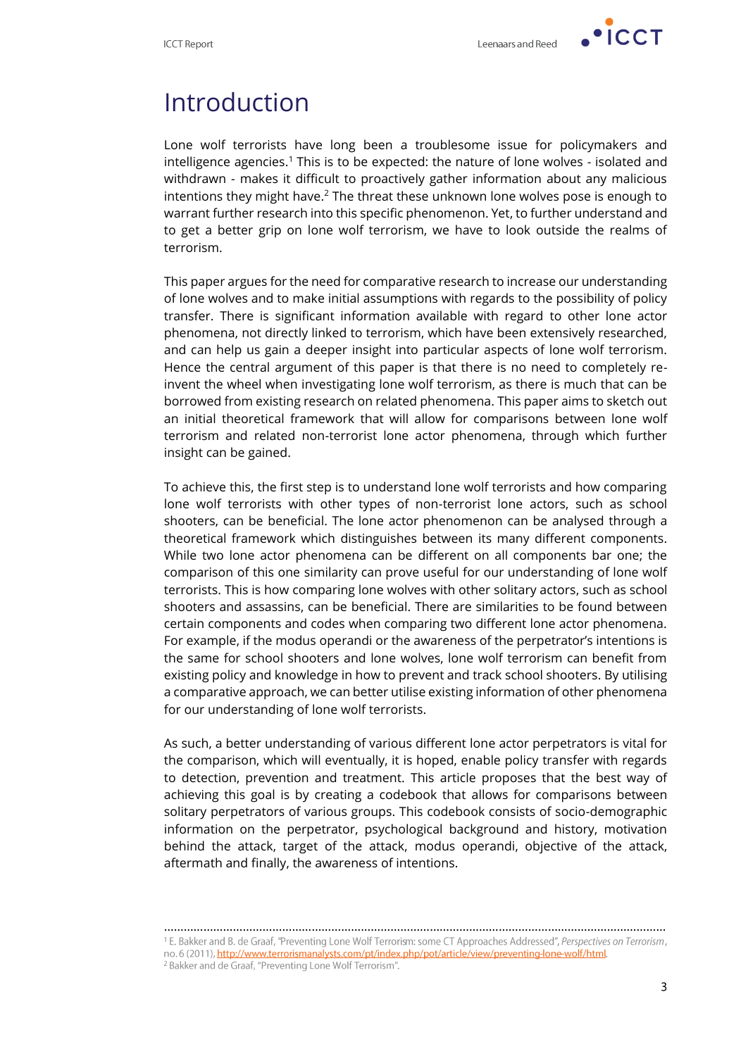# Introduction

Lone wolf terrorists have long been a troublesome issue for policymakers and intelligence agencies.[1] This is to be expected: the nature of lone wolves - isolated and withdrawn - makes it difficult to proactively gather information about any malicious intentions they might have.[2] The threat these unknown lone wolves pose is enough to warrant further research into this specific phenomenon. Yet, to further understand and to get a better grip on lone wolf terrorism, we have to look outside the realms of terrorism.

This paper argues for the need for comparative research to increase our understanding of lone wolves and to make initial assumptions with regards to the possibility of policy transfer. There is significant information available with regard to other lone actor phenomena, not directly linked to terrorism, which have been extensively researched, and can help us gain a deeper insight into particular aspects of lone wolf terrorism. Hence the central argument of this paper is that there is no need to completely re-invent the wheel when investigating lone wolf terrorism, as there is much that can be borrowed from existing research on related phenomena. This paper aims to sketch out an initial theoretical framework that will allow for comparisons between lone wolf terrorism and related non-terrorist lone actor phenomena, through which further insight can be gained.

To achieve this, the first step is to understand lone wolf terrorists and how comparing lone wolf terrorists with other types of non-terrorist lone actors, such as school shooters, can be beneficial. The lone actor phenomenon can be analysed through a theoretical framework which distinguishes between its many different components. While two lone actor phenomena can be different on all components bar one; the comparison of this one similarity can prove useful for our understanding of lone wolf terrorists. This is how comparing lone wolves with other solitary actors, such as school shooters and assassins, can be beneficial. There are similarities to be found between certain components and codes when comparing two different lone actor phenomena. For example, if the modus operandi or the awareness of the perpetrator's intentions is the same for school shooters and lone wolves, lone wolf terrorism can benefit from existing policy and knowledge in how to prevent and track school shooters. By utilising a comparative approach, we can better utilise existing information of other phenomena for our understanding of lone wolf terrorists.

As such, a better understanding of various different lone actor perpetrators is vital for the comparison, which will eventually, it is hoped, enable policy transfer with regards to detection, prevention and treatment. This article proposes that the best way of achieving this goal is by creating a codebook that allows for comparisons between solitary perpetrators of various groups. This codebook consists of socio-demographic information on the perpetrator, psychological background and history, motivation behind the attack, target of the attack, modus operandi, objective of the attack, aftermath and finally, the awareness of intentions.

---

[1] E. Bakker and B. de Graaf, "Preventing Lone Wolf Terrorism: some CT Approaches Addressed", *Perspectives on Terrorism*, no. 6 (2011), http://www.terrorismanalysts.com/pt/index.php/pot/article/view/preventing-lone-wolf/html.

[2] Bakker and de Graaf, "Preventing Lone Wolf Terrorism".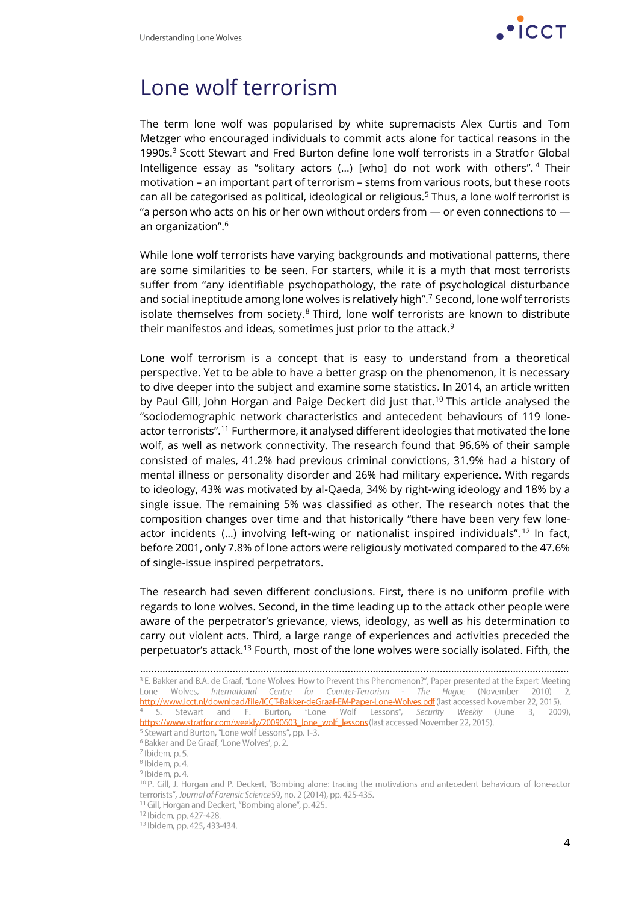# Lone wolf terrorism

The term lone wolf was popularised by white supremacists Alex Curtis and Tom Metzger who encouraged individuals to commit acts alone for tactical reasons in the 1990s.[3] Scott Stewart and Fred Burton define lone wolf terrorists in a Stratfor Global Intelligence essay as "solitary actors (...) [who] do not work with others".[4] Their motivation – an important part of terrorism – stems from various roots, but these roots can all be categorised as political, ideological or religious.[5] Thus, a lone wolf terrorist is "a person who acts on his or her own without orders from — or even connections to — an organization".[6]

While lone wolf terrorists have varying backgrounds and motivational patterns, there are some similarities to be seen. For starters, while it is a myth that most terrorists suffer from "any identifiable psychopathology, the rate of psychological disturbance and social ineptitude among lone wolves is relatively high".[7] Second, lone wolf terrorists isolate themselves from society.[8] Third, lone wolf terrorists are known to distribute their manifestos and ideas, sometimes just prior to the attack.[9]

Lone wolf terrorism is a concept that is easy to understand from a theoretical perspective. Yet to be able to have a better grasp on the phenomenon, it is necessary to dive deeper into the subject and examine some statistics. In 2014, an article written by Paul Gill, John Horgan and Paige Deckert did just that.[10] This article analysed the "sociodemographic network characteristics and antecedent behaviours of 119 lone-actor terrorists".[11] Furthermore, it analysed different ideologies that motivated the lone wolf, as well as network connectivity. The research found that 96.6% of their sample consisted of males, 41.2% had previous criminal convictions, 31.9% had a history of mental illness or personality disorder and 26% had military experience. With regards to ideology, 43% was motivated by al-Qaeda, 34% by right-wing ideology and 18% by a single issue. The remaining 5% was classified as other. The research notes that the composition changes over time and that historically "there have been very few lone-actor incidents (...) involving left-wing or nationalist inspired individuals".[12] In fact, before 2001, only 7.8% of lone actors were religiously motivated compared to the 47.6% of single-issue inspired perpetrators.

The research had seven different conclusions. First, there is no uniform profile with regards to lone wolves. Second, in the time leading up to the attack other people were aware of the perpetrator's grievance, views, ideology, as well as his determination to carry out violent acts. Third, a large range of experiences and activities preceded the perpetuator's attack.[13] Fourth, most of the lone wolves were socially isolated. Fifth, the

---

[3] E. Bakker and B.A. de Graaf, "Lone Wolves: How to Prevent this Phenomenon?", Paper presented at the Expert Meeting Lone Wolves, *International Centre for Counter-Terrorism - The Hague* (November 2010) 2, http://www.icct.nl/download/file/ICCT-Bakker-deGraaf-EM-Paper-Lone-Wolves.pdf (last accessed November 22, 2015).

[4] S. Stewart and F. Burton, "Lone Wolf Lessons", *Security Weekly* (June 3, 2009), https://www.stratfor.com/weekly/20090603_lone_wolf_lessons (last accessed November 22, 2015).

[5] Stewart and Burton, "Lone wolf Lessons", pp. 1-3.

[6] Bakker and De Graaf, 'Lone Wolves', p. 2.

[7] Ibidem, p. 5.

[8] Ibidem, p. 4.

[9] Ibidem, p. 4.

[10] P. Gill, J. Horgan and P. Deckert, "Bombing alone: tracing the motivations and antecedent behaviours of lone-actor terrorists", *Journal of Forensic Science* 59, no. 2 (2014), pp. 425-435.

[11] Gill, Horgan and Deckert, "Bombing alone", p. 425.

[12] Ibidem, pp. 427-428.

[13] Ibidem, pp. 425, 433-434.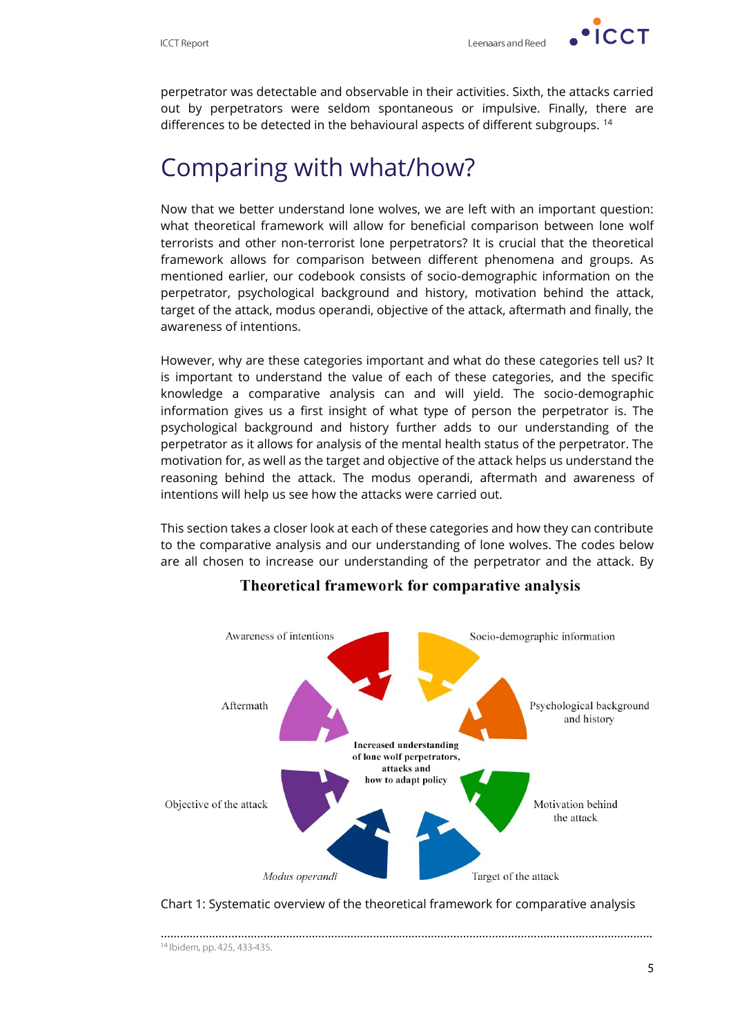perpetrator was detectable and observable in their activities. Sixth, the attacks carried out by perpetrators were seldom spontaneous or impulsive. Finally, there are differences to be detected in the behavioural aspects of different subgroups. [14]

# Comparing with what/how?

Now that we better understand lone wolves, we are left with an important question: what theoretical framework will allow for beneficial comparison between lone wolf terrorists and other non-terrorist lone perpetrators? It is crucial that the theoretical framework allows for comparison between different phenomena and groups. As mentioned earlier, our codebook consists of socio-demographic information on the perpetrator, psychological background and history, motivation behind the attack, target of the attack, modus operandi, objective of the attack, aftermath and finally, the awareness of intentions.

However, why are these categories important and what do these categories tell us? It is important to understand the value of each of these categories, and the specific knowledge a comparative analysis can and will yield. The socio-demographic information gives us a first insight of what type of person the perpetrator is. The psychological background and history further adds to our understanding of the perpetrator as it allows for analysis of the mental health status of the perpetrator. The motivation for, as well as the target and objective of the attack helps us understand the reasoning behind the attack. The modus operandi, aftermath and awareness of intentions will help us see how the attacks were carried out.

This section takes a closer look at each of these categories and how they can contribute to the comparative analysis and our understanding of lone wolves. The codes below are all chosen to increase our understanding of the perpetrator and the attack. By

**Theoretical framework for comparative analysis**

Awareness of intentions; Socio-demographic information; Psychological background and history; Motivation behind the attack; Target of the attack; *Modus operandi*; Objective of the attack; Aftermath

Increased understanding of lone wolf perpetrators, attacks and how to adapt policy

Chart 1: Systematic overview of the theoretical framework for comparative analysis

[14] Ibidem, pp. 425, 433-435.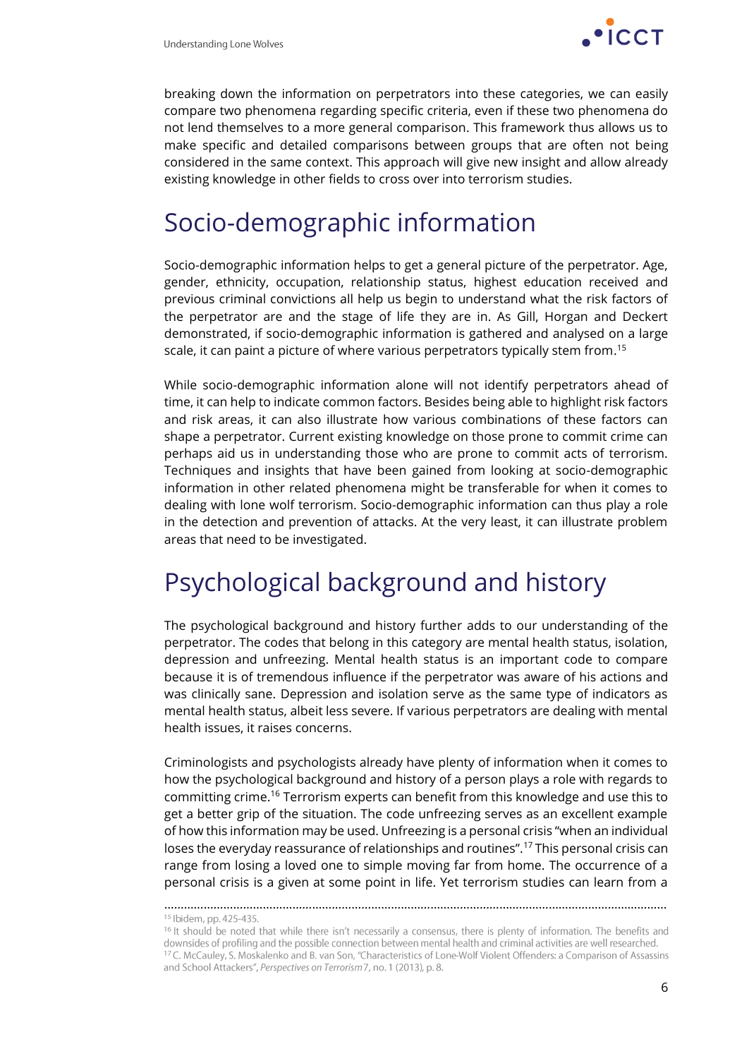breaking down the information on perpetrators into these categories, we can easily compare two phenomena regarding specific criteria, even if these two phenomena do not lend themselves to a more general comparison. This framework thus allows us to make specific and detailed comparisons between groups that are often not being considered in the same context. This approach will give new insight and allow already existing knowledge in other fields to cross over into terrorism studies.

## Socio-demographic information

Socio-demographic information helps to get a general picture of the perpetrator. Age, gender, ethnicity, occupation, relationship status, highest education received and previous criminal convictions all help us begin to understand what the risk factors of the perpetrator are and the stage of life they are in. As Gill, Horgan and Deckert demonstrated, if socio-demographic information is gathered and analysed on a large scale, it can paint a picture of where various perpetrators typically stem from.[15]

While socio-demographic information alone will not identify perpetrators ahead of time, it can help to indicate common factors. Besides being able to highlight risk factors and risk areas, it can also illustrate how various combinations of these factors can shape a perpetrator. Current existing knowledge on those prone to commit crime can perhaps aid us in understanding those who are prone to commit acts of terrorism. Techniques and insights that have been gained from looking at socio-demographic information in other related phenomena might be transferable for when it comes to dealing with lone wolf terrorism. Socio-demographic information can thus play a role in the detection and prevention of attacks. At the very least, it can illustrate problem areas that need to be investigated.

## Psychological background and history

The psychological background and history further adds to our understanding of the perpetrator. The codes that belong in this category are mental health status, isolation, depression and unfreezing. Mental health status is an important code to compare because it is of tremendous influence if the perpetrator was aware of his actions and was clinically sane. Depression and isolation serve as the same type of indicators as mental health status, albeit less severe. If various perpetrators are dealing with mental health issues, it raises concerns.

Criminologists and psychologists already have plenty of information when it comes to how the psychological background and history of a person plays a role with regards to committing crime.[16] Terrorism experts can benefit from this knowledge and use this to get a better grip of the situation. The code unfreezing serves as an excellent example of how this information may be used. Unfreezing is a personal crisis "when an individual loses the everyday reassurance of relationships and routines".[17] This personal crisis can range from losing a loved one to simple moving far from home. The occurrence of a personal crisis is a given at some point in life. Yet terrorism studies can learn from a

---

[15] Ibidem, pp. 425-435.

[16] It should be noted that while there isn't necessarily a consensus, there is plenty of information. The benefits and downsides of profiling and the possible connection between mental health and criminal activities are well researched.

[17] C. McCauley, S. Moskalenko and B. van Son, "Characteristics of Lone-Wolf Violent Offenders: a Comparison of Assassins and School Attackers", *Perspectives on Terrorism* 7, no. 1 (2013), p. 8.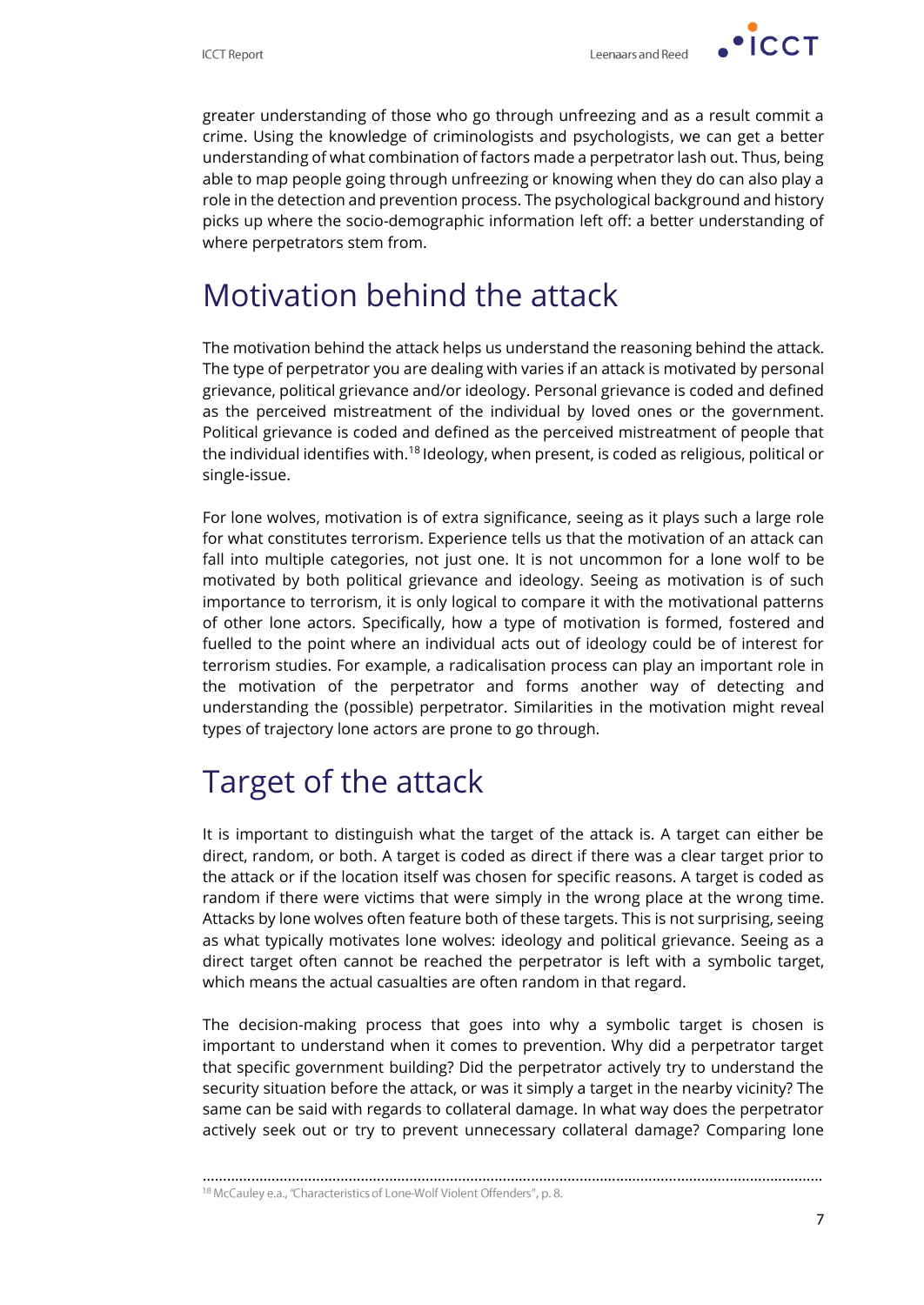greater understanding of those who go through unfreezing and as a result commit a crime. Using the knowledge of criminologists and psychologists, we can get a better understanding of what combination of factors made a perpetrator lash out. Thus, being able to map people going through unfreezing or knowing when they do can also play a role in the detection and prevention process. The psychological background and history picks up where the socio-demographic information left off: a better understanding of where perpetrators stem from.

## Motivation behind the attack

The motivation behind the attack helps us understand the reasoning behind the attack. The type of perpetrator you are dealing with varies if an attack is motivated by personal grievance, political grievance and/or ideology. Personal grievance is coded and defined as the perceived mistreatment of the individual by loved ones or the government. Political grievance is coded and defined as the perceived mistreatment of people that the individual identifies with.[18] Ideology, when present, is coded as religious, political or single-issue.

For lone wolves, motivation is of extra significance, seeing as it plays such a large role for what constitutes terrorism. Experience tells us that the motivation of an attack can fall into multiple categories, not just one. It is not uncommon for a lone wolf to be motivated by both political grievance and ideology. Seeing as motivation is of such importance to terrorism, it is only logical to compare it with the motivational patterns of other lone actors. Specifically, how a type of motivation is formed, fostered and fuelled to the point where an individual acts out of ideology could be of interest for terrorism studies. For example, a radicalisation process can play an important role in the motivation of the perpetrator and forms another way of detecting and understanding the (possible) perpetrator. Similarities in the motivation might reveal types of trajectory lone actors are prone to go through.

## Target of the attack

It is important to distinguish what the target of the attack is. A target can either be direct, random, or both. A target is coded as direct if there was a clear target prior to the attack or if the location itself was chosen for specific reasons. A target is coded as random if there were victims that were simply in the wrong place at the wrong time. Attacks by lone wolves often feature both of these targets. This is not surprising, seeing as what typically motivates lone wolves: ideology and political grievance. Seeing as a direct target often cannot be reached the perpetrator is left with a symbolic target, which means the actual casualties are often random in that regard.

The decision-making process that goes into why a symbolic target is chosen is important to understand when it comes to prevention. Why did a perpetrator target that specific government building? Did the perpetrator actively try to understand the security situation before the attack, or was it simply a target in the nearby vicinity? The same can be said with regards to collateral damage. In what way does the perpetrator actively seek out or try to prevent unnecessary collateral damage? Comparing lone

[18] McCauley e.a., "Characteristics of Lone-Wolf Violent Offenders", p. 8.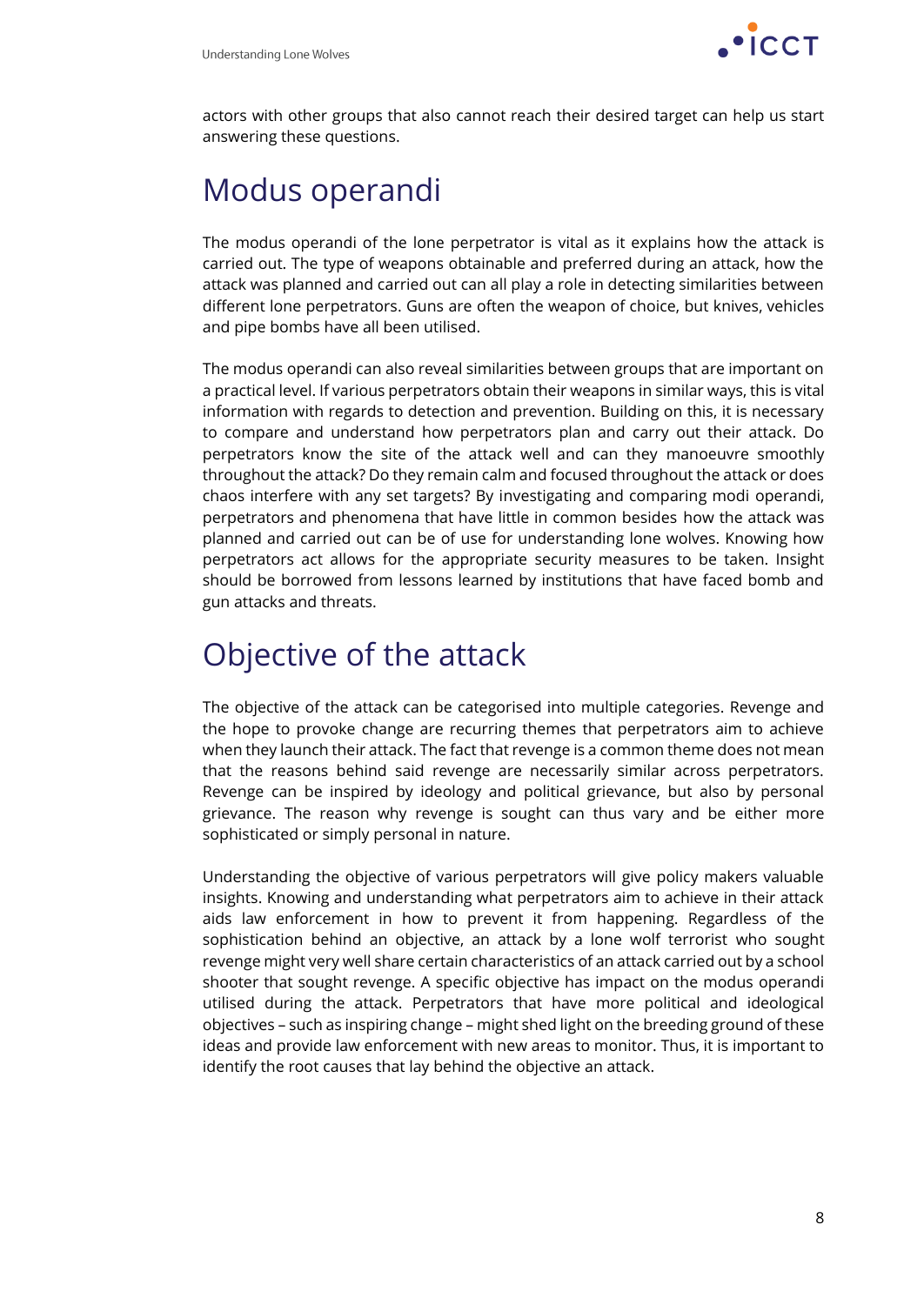actors with other groups that also cannot reach their desired target can help us start answering these questions.

## Modus operandi

The modus operandi of the lone perpetrator is vital as it explains how the attack is carried out. The type of weapons obtainable and preferred during an attack, how the attack was planned and carried out can all play a role in detecting similarities between different lone perpetrators. Guns are often the weapon of choice, but knives, vehicles and pipe bombs have all been utilised.

The modus operandi can also reveal similarities between groups that are important on a practical level. If various perpetrators obtain their weapons in similar ways, this is vital information with regards to detection and prevention. Building on this, it is necessary to compare and understand how perpetrators plan and carry out their attack. Do perpetrators know the site of the attack well and can they manoeuvre smoothly throughout the attack? Do they remain calm and focused throughout the attack or does chaos interfere with any set targets? By investigating and comparing modi operandi, perpetrators and phenomena that have little in common besides how the attack was planned and carried out can be of use for understanding lone wolves. Knowing how perpetrators act allows for the appropriate security measures to be taken. Insight should be borrowed from lessons learned by institutions that have faced bomb and gun attacks and threats.

## Objective of the attack

The objective of the attack can be categorised into multiple categories. Revenge and the hope to provoke change are recurring themes that perpetrators aim to achieve when they launch their attack. The fact that revenge is a common theme does not mean that the reasons behind said revenge are necessarily similar across perpetrators. Revenge can be inspired by ideology and political grievance, but also by personal grievance. The reason why revenge is sought can thus vary and be either more sophisticated or simply personal in nature.

Understanding the objective of various perpetrators will give policy makers valuable insights. Knowing and understanding what perpetrators aim to achieve in their attack aids law enforcement in how to prevent it from happening. Regardless of the sophistication behind an objective, an attack by a lone wolf terrorist who sought revenge might very well share certain characteristics of an attack carried out by a school shooter that sought revenge. A specific objective has impact on the modus operandi utilised during the attack. Perpetrators that have more political and ideological objectives – such as inspiring change – might shed light on the breeding ground of these ideas and provide law enforcement with new areas to monitor. Thus, it is important to identify the root causes that lay behind the objective an attack.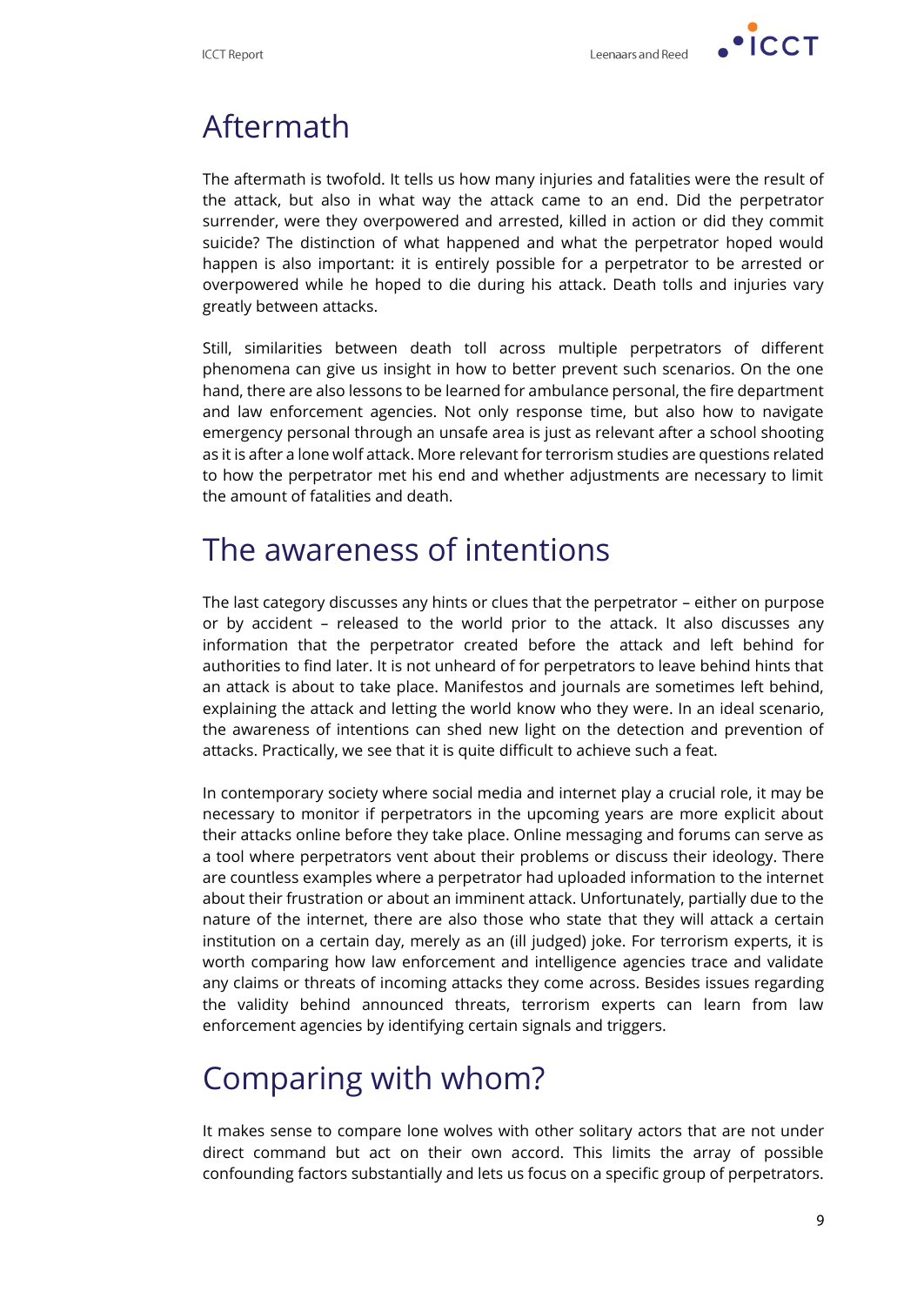## Aftermath

The aftermath is twofold. It tells us how many injuries and fatalities were the result of the attack, but also in what way the attack came to an end. Did the perpetrator surrender, were they overpowered and arrested, killed in action or did they commit suicide? The distinction of what happened and what the perpetrator hoped would happen is also important: it is entirely possible for a perpetrator to be arrested or overpowered while he hoped to die during his attack. Death tolls and injuries vary greatly between attacks.

Still, similarities between death toll across multiple perpetrators of different phenomena can give us insight in how to better prevent such scenarios. On the one hand, there are also lessons to be learned for ambulance personal, the fire department and law enforcement agencies. Not only response time, but also how to navigate emergency personal through an unsafe area is just as relevant after a school shooting as it is after a lone wolf attack. More relevant for terrorism studies are questions related to how the perpetrator met his end and whether adjustments are necessary to limit the amount of fatalities and death.

## The awareness of intentions

The last category discusses any hints or clues that the perpetrator – either on purpose or by accident – released to the world prior to the attack. It also discusses any information that the perpetrator created before the attack and left behind for authorities to find later. It is not unheard of for perpetrators to leave behind hints that an attack is about to take place. Manifestos and journals are sometimes left behind, explaining the attack and letting the world know who they were. In an ideal scenario, the awareness of intentions can shed new light on the detection and prevention of attacks. Practically, we see that it is quite difficult to achieve such a feat.

In contemporary society where social media and internet play a crucial role, it may be necessary to monitor if perpetrators in the upcoming years are more explicit about their attacks online before they take place. Online messaging and forums can serve as a tool where perpetrators vent about their problems or discuss their ideology. There are countless examples where a perpetrator had uploaded information to the internet about their frustration or about an imminent attack. Unfortunately, partially due to the nature of the internet, there are also those who state that they will attack a certain institution on a certain day, merely as an (ill judged) joke. For terrorism experts, it is worth comparing how law enforcement and intelligence agencies trace and validate any claims or threats of incoming attacks they come across. Besides issues regarding the validity behind announced threats, terrorism experts can learn from law enforcement agencies by identifying certain signals and triggers.

## Comparing with whom?

It makes sense to compare lone wolves with other solitary actors that are not under direct command but act on their own accord. This limits the array of possible confounding factors substantially and lets us focus on a specific group of perpetrators.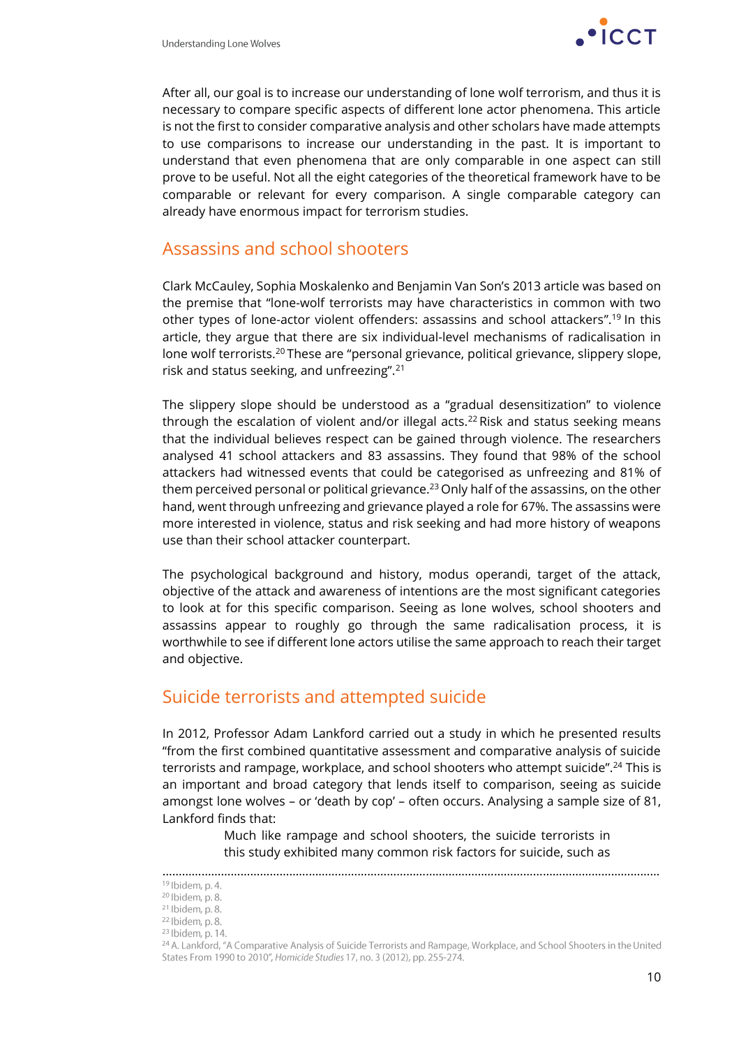After all, our goal is to increase our understanding of lone wolf terrorism, and thus it is necessary to compare specific aspects of different lone actor phenomena. This article is not the first to consider comparative analysis and other scholars have made attempts to use comparisons to increase our understanding in the past. It is important to understand that even phenomena that are only comparable in one aspect can still prove to be useful. Not all the eight categories of the theoretical framework have to be comparable or relevant for every comparison. A single comparable category can already have enormous impact for terrorism studies.

## Assassins and school shooters

Clark McCauley, Sophia Moskalenko and Benjamin Van Son's 2013 article was based on the premise that "lone-wolf terrorists may have characteristics in common with two other types of lone-actor violent offenders: assassins and school attackers".[19] In this article, they argue that there are six individual-level mechanisms of radicalisation in lone wolf terrorists.[20] These are "personal grievance, political grievance, slippery slope, risk and status seeking, and unfreezing".[21]

The slippery slope should be understood as a "gradual desensitization" to violence through the escalation of violent and/or illegal acts.[22] Risk and status seeking means that the individual believes respect can be gained through violence. The researchers analysed 41 school attackers and 83 assassins. They found that 98% of the school attackers had witnessed events that could be categorised as unfreezing and 81% of them perceived personal or political grievance.[23] Only half of the assassins, on the other hand, went through unfreezing and grievance played a role for 67%. The assassins were more interested in violence, status and risk seeking and had more history of weapons use than their school attacker counterpart.

The psychological background and history, modus operandi, target of the attack, objective of the attack and awareness of intentions are the most significant categories to look at for this specific comparison. Seeing as lone wolves, school shooters and assassins appear to roughly go through the same radicalisation process, it is worthwhile to see if different lone actors utilise the same approach to reach their target and objective.

## Suicide terrorists and attempted suicide

In 2012, Professor Adam Lankford carried out a study in which he presented results "from the first combined quantitative assessment and comparative analysis of suicide terrorists and rampage, workplace, and school shooters who attempt suicide".[24] This is an important and broad category that lends itself to comparison, seeing as suicide amongst lone wolves – or 'death by cop' – often occurs. Analysing a sample size of 81, Lankford finds that:

> Much like rampage and school shooters, the suicide terrorists in this study exhibited many common risk factors for suicide, such as

---

[19] Ibidem, p. 4.
[20] Ibidem, p. 8.
[21] Ibidem, p. 8.
[22] Ibidem, p. 8.
[23] Ibidem, p. 14.
[24] A. Lankford, "A Comparative Analysis of Suicide Terrorists and Rampage, Workplace, and School Shooters in the United States From 1990 to 2010", *Homicide Studies* 17, no. 3 (2012), pp. 255-274.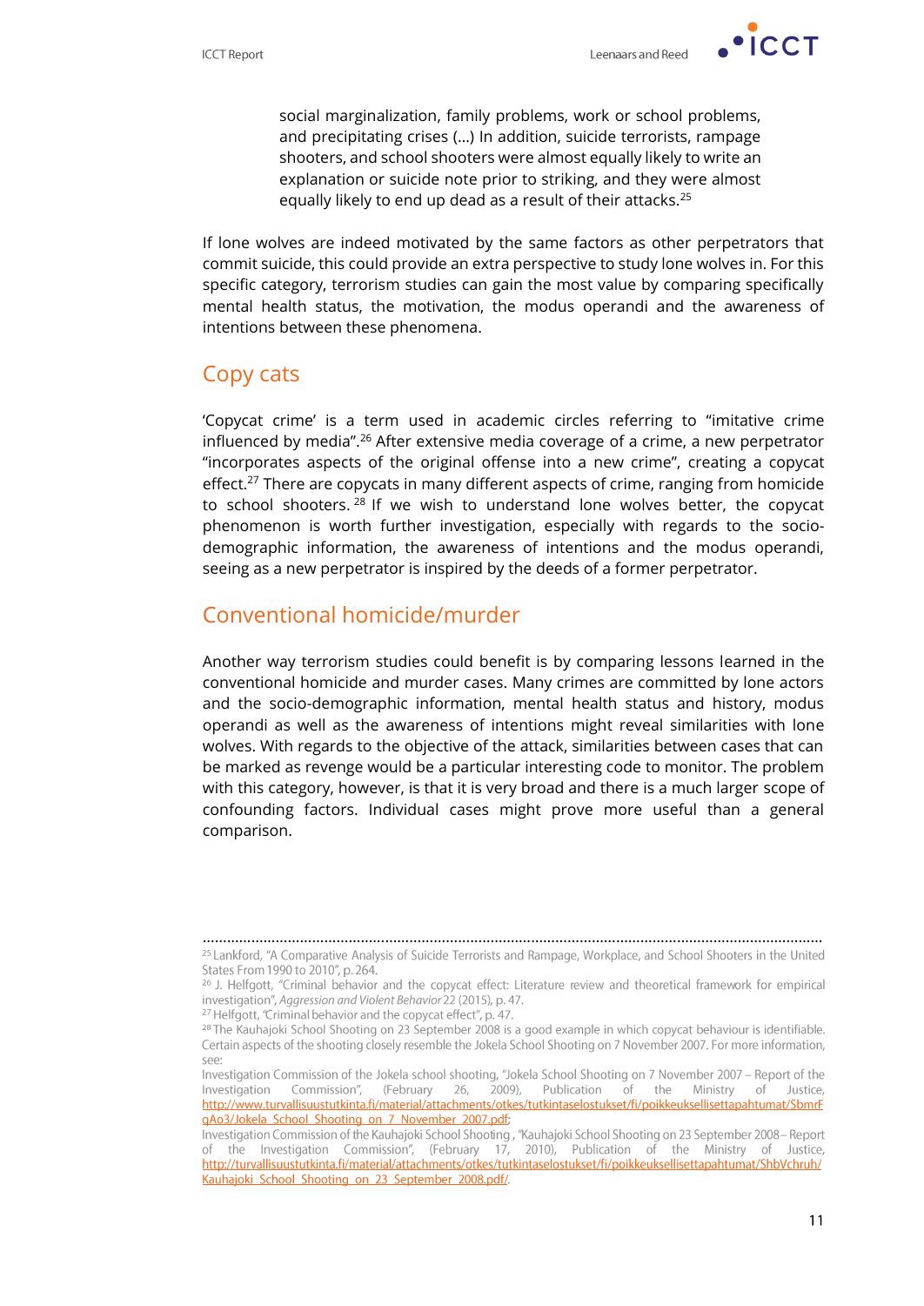> social marginalization, family problems, work or school problems, and precipitating crises (...) In addition, suicide terrorists, rampage shooters, and school shooters were almost equally likely to write an explanation or suicide note prior to striking, and they were almost equally likely to end up dead as a result of their attacks.[25]

If lone wolves are indeed motivated by the same factors as other perpetrators that commit suicide, this could provide an extra perspective to study lone wolves in. For this specific category, terrorism studies can gain the most value by comparing specifically mental health status, the motivation, the modus operandi and the awareness of intentions between these phenomena.

## Copy cats

'Copycat crime' is a term used in academic circles referring to "imitative crime influenced by media".[26] After extensive media coverage of a crime, a new perpetrator "incorporates aspects of the original offense into a new crime", creating a copycat effect.[27] There are copycats in many different aspects of crime, ranging from homicide to school shooters.[28] If we wish to understand lone wolves better, the copycat phenomenon is worth further investigation, especially with regards to the socio-demographic information, the awareness of intentions and the modus operandi, seeing as a new perpetrator is inspired by the deeds of a former perpetrator.

## Conventional homicide/murder

Another way terrorism studies could benefit is by comparing lessons learned in the conventional homicide and murder cases. Many crimes are committed by lone actors and the socio-demographic information, mental health status and history, modus operandi as well as the awareness of intentions might reveal similarities with lone wolves. With regards to the objective of the attack, similarities between cases that can be marked as revenge would be a particular interesting code to monitor. The problem with this category, however, is that it is very broad and there is a much larger scope of confounding factors. Individual cases might prove more useful than a general comparison.

---

[25] Lankford, "A Comparative Analysis of Suicide Terrorists and Rampage, Workplace, and School Shooters in the United States From 1990 to 2010", p. 264.

[26] J. Helfgott, "Criminal behavior and the copycat effect: Literature review and theoretical framework for empirical investigation", *Aggression and Violent Behavior* 22 (2015), p. 47.

[27] Helfgott, "Criminal behavior and the copycat effect", p. 47.

[28] The Kauhajoki School Shooting on 23 September 2008 is a good example in which copycat behaviour is identifiable. Certain aspects of the shooting closely resemble the Jokela School Shooting on 7 November 2007. For more information, see:
Investigation Commission of the Jokela school shooting, "Jokela School Shooting on 7 November 2007 – Report of the Investigation Commission", (February 26, 2009), Publication of the Ministry of Justice, http://www.turvallisuustutkinta.fi/material/attachments/otkes/tutkintaselostukset/fi/poikkeuksellisettapahtumat/SbmrFqAo3/Jokela_School_Shooting_on_7_November_2007.pdf;
Investigation Commission of the Kauhajoki School Shooting, "Kauhajoki School Shooting on 23 September 2008 – Report of the Investigation Commission", (February 17, 2010), Publication of the Ministry of Justice, http://turvallisuustutkinta.fi/material/attachments/otkes/tutkintaselostukset/fi/poikkeuksellisettapahtumat/ShbVchruh/Kauhajoki_School_Shooting_on_23_September_2008.pdf/.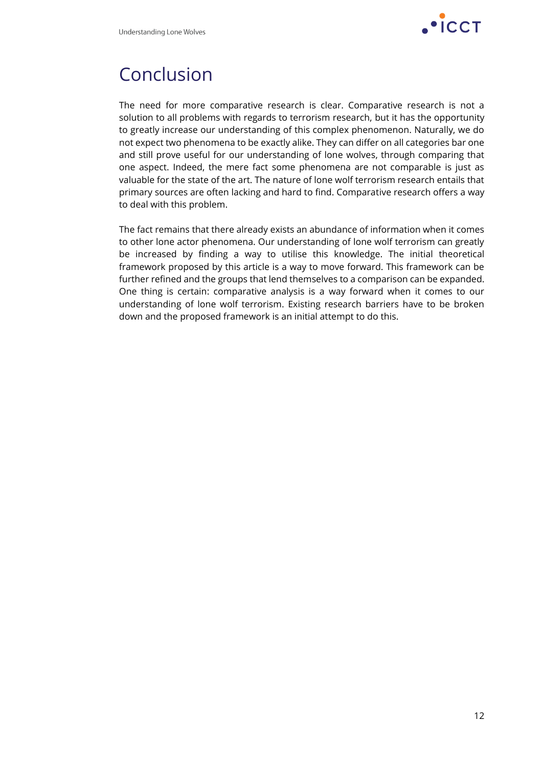## Conclusion

The need for more comparative research is clear. Comparative research is not a solution to all problems with regards to terrorism research, but it has the opportunity to greatly increase our understanding of this complex phenomenon. Naturally, we do not expect two phenomena to be exactly alike. They can differ on all categories bar one and still prove useful for our understanding of lone wolves, through comparing that one aspect. Indeed, the mere fact some phenomena are not comparable is just as valuable for the state of the art. The nature of lone wolf terrorism research entails that primary sources are often lacking and hard to find. Comparative research offers a way to deal with this problem.

The fact remains that there already exists an abundance of information when it comes to other lone actor phenomena. Our understanding of lone wolf terrorism can greatly be increased by finding a way to utilise this knowledge. The initial theoretical framework proposed by this article is a way to move forward. This framework can be further refined and the groups that lend themselves to a comparison can be expanded. One thing is certain: comparative analysis is a way forward when it comes to our understanding of lone wolf terrorism. Existing research barriers have to be broken down and the proposed framework is an initial attempt to do this.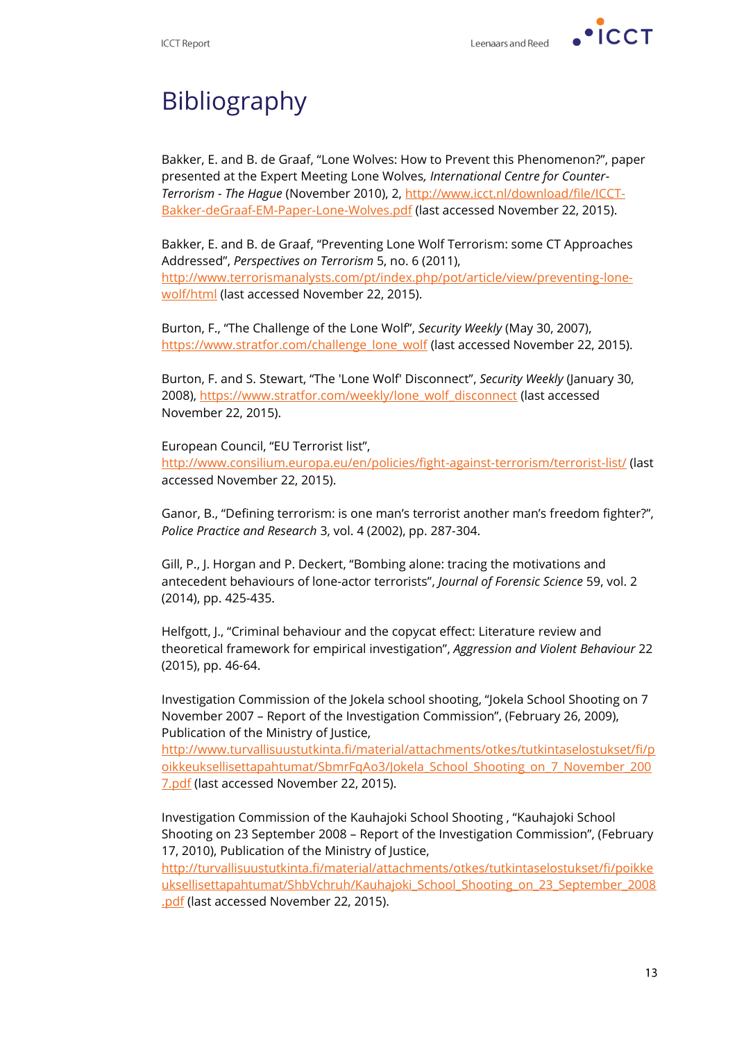# Bibliography

Bakker, E. and B. de Graaf, "Lone Wolves: How to Prevent this Phenomenon?", paper presented at the Expert Meeting Lone Wolves, *International Centre for Counter-Terrorism - The Hague* (November 2010), 2, http://www.icct.nl/download/file/ICCT-Bakker-deGraaf-EM-Paper-Lone-Wolves.pdf (last accessed November 22, 2015).

Bakker, E. and B. de Graaf, "Preventing Lone Wolf Terrorism: some CT Approaches Addressed", *Perspectives on Terrorism* 5, no. 6 (2011), http://www.terrorismanalysts.com/pt/index.php/pot/article/view/preventing-lone-wolf/html (last accessed November 22, 2015).

Burton, F., "The Challenge of the Lone Wolf", *Security Weekly* (May 30, 2007), https://www.stratfor.com/challenge_lone_wolf (last accessed November 22, 2015).

Burton, F. and S. Stewart, "The 'Lone Wolf' Disconnect", *Security Weekly* (January 30, 2008), https://www.stratfor.com/weekly/lone_wolf_disconnect (last accessed November 22, 2015).

European Council, "EU Terrorist list", http://www.consilium.europa.eu/en/policies/fight-against-terrorism/terrorist-list/ (last accessed November 22, 2015).

Ganor, B., "Defining terrorism: is one man's terrorist another man's freedom fighter?", *Police Practice and Research* 3, vol. 4 (2002), pp. 287-304.

Gill, P., J. Horgan and P. Deckert, "Bombing alone: tracing the motivations and antecedent behaviours of lone-actor terrorists", *Journal of Forensic Science* 59, vol. 2 (2014), pp. 425-435.

Helfgott, J., "Criminal behaviour and the copycat effect: Literature review and theoretical framework for empirical investigation", *Aggression and Violent Behaviour* 22 (2015), pp. 46-64.

Investigation Commission of the Jokela school shooting, "Jokela School Shooting on 7 November 2007 – Report of the Investigation Commission", (February 26, 2009), Publication of the Ministry of Justice, http://www.turvallisuustutkinta.fi/material/attachments/otkes/tutkintaselostukset/fi/poikkeuksellisettapahtumat/SbmrFqAo3/Jokela_School_Shooting_on_7_November_2007.pdf (last accessed November 22, 2015).

Investigation Commission of the Kauhajoki School Shooting , "Kauhajoki School Shooting on 23 September 2008 – Report of the Investigation Commission", (February 17, 2010), Publication of the Ministry of Justice, http://turvallisuustutkinta.fi/material/attachments/otkes/tutkintaselostukset/fi/poikkeuksellisettapahtumat/ShbVchruh/Kauhajoki_School_Shooting_on_23_September_2008.pdf (last accessed November 22, 2015).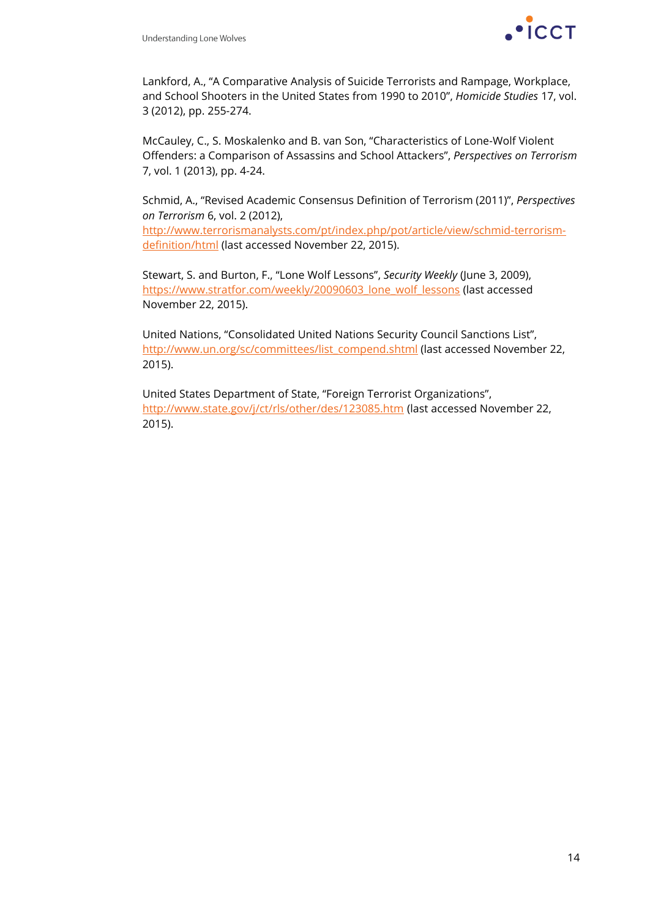Lankford, A., "A Comparative Analysis of Suicide Terrorists and Rampage, Workplace, and School Shooters in the United States from 1990 to 2010", *Homicide Studies* 17, vol. 3 (2012), pp. 255-274.

McCauley, C., S. Moskalenko and B. van Son, "Characteristics of Lone-Wolf Violent Offenders: a Comparison of Assassins and School Attackers", *Perspectives on Terrorism* 7, vol. 1 (2013), pp. 4-24.

Schmid, A., "Revised Academic Consensus Definition of Terrorism (2011)", *Perspectives on Terrorism* 6, vol. 2 (2012), http://www.terrorismanalysts.com/pt/index.php/pot/article/view/schmid-terrorism-definition/html (last accessed November 22, 2015).

Stewart, S. and Burton, F., "Lone Wolf Lessons", *Security Weekly* (June 3, 2009), https://www.stratfor.com/weekly/20090603_lone_wolf_lessons (last accessed November 22, 2015).

United Nations, "Consolidated United Nations Security Council Sanctions List", http://www.un.org/sc/committees/list_compend.shtml (last accessed November 22, 2015).

United States Department of State, "Foreign Terrorist Organizations", http://www.state.gov/j/ct/rls/other/des/123085.htm (last accessed November 22, 2015).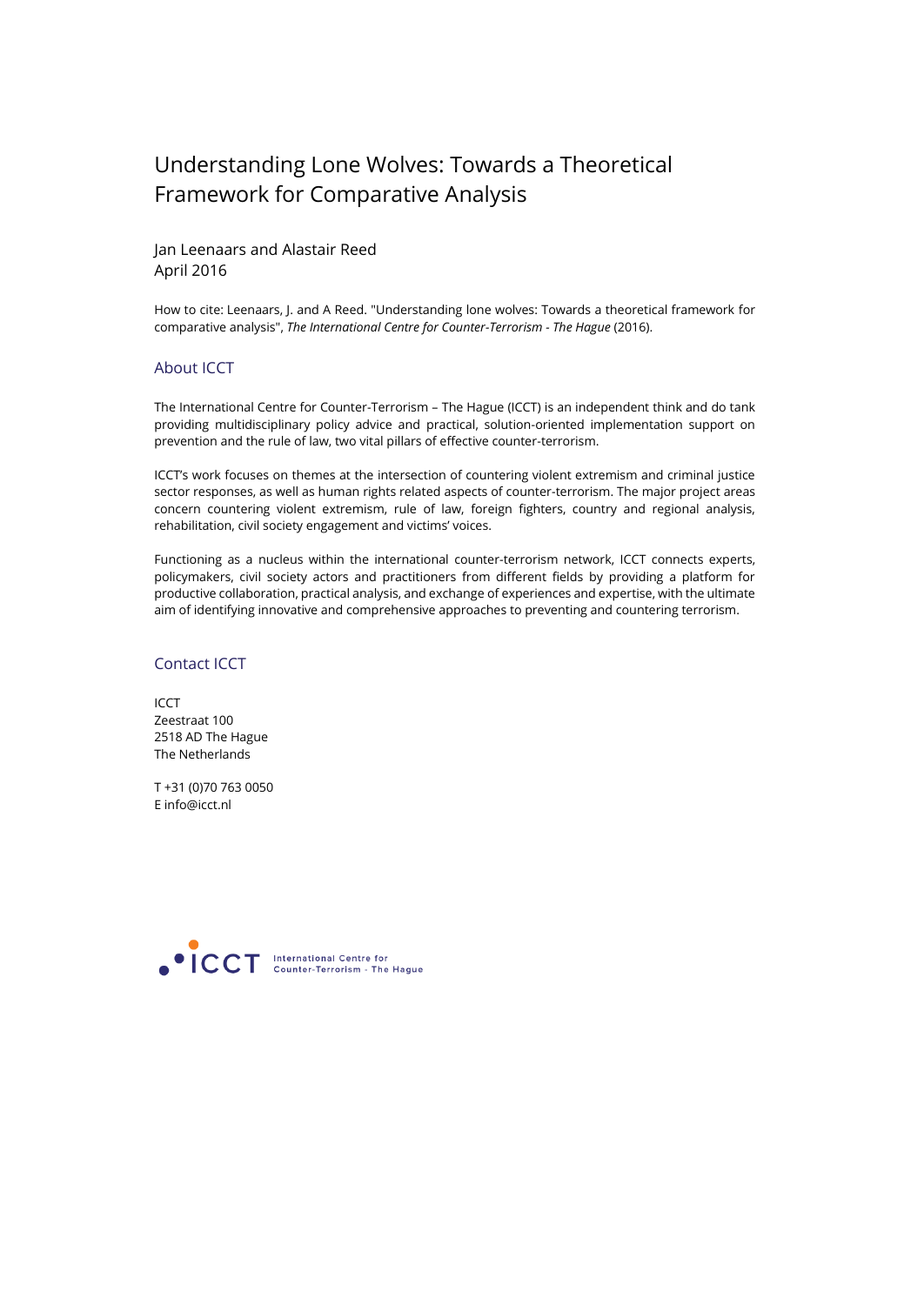# Understanding Lone Wolves: Towards a Theoretical Framework for Comparative Analysis

Jan Leenaars and Alastair Reed
April 2016

How to cite: Leenaars, J. and A Reed. "Understanding lone wolves: Towards a theoretical framework for comparative analysis", *The International Centre for Counter-Terrorism - The Hague* (2016).

## About ICCT

The International Centre for Counter-Terrorism – The Hague (ICCT) is an independent think and do tank providing multidisciplinary policy advice and practical, solution-oriented implementation support on prevention and the rule of law, two vital pillars of effective counter-terrorism.

ICCT's work focuses on themes at the intersection of countering violent extremism and criminal justice sector responses, as well as human rights related aspects of counter-terrorism. The major project areas concern countering violent extremism, rule of law, foreign fighters, country and regional analysis, rehabilitation, civil society engagement and victims' voices.

Functioning as a nucleus within the international counter-terrorism network, ICCT connects experts, policymakers, civil society actors and practitioners from different fields by providing a platform for productive collaboration, practical analysis, and exchange of experiences and expertise, with the ultimate aim of identifying innovative and comprehensive approaches to preventing and countering terrorism.

## Contact ICCT

ICCT
Zeestraat 100
2518 AD The Hague
The Netherlands

T +31 (0)70 763 0050
E info@icct.nl

ICCT International Centre for Counter-Terrorism - The Hague